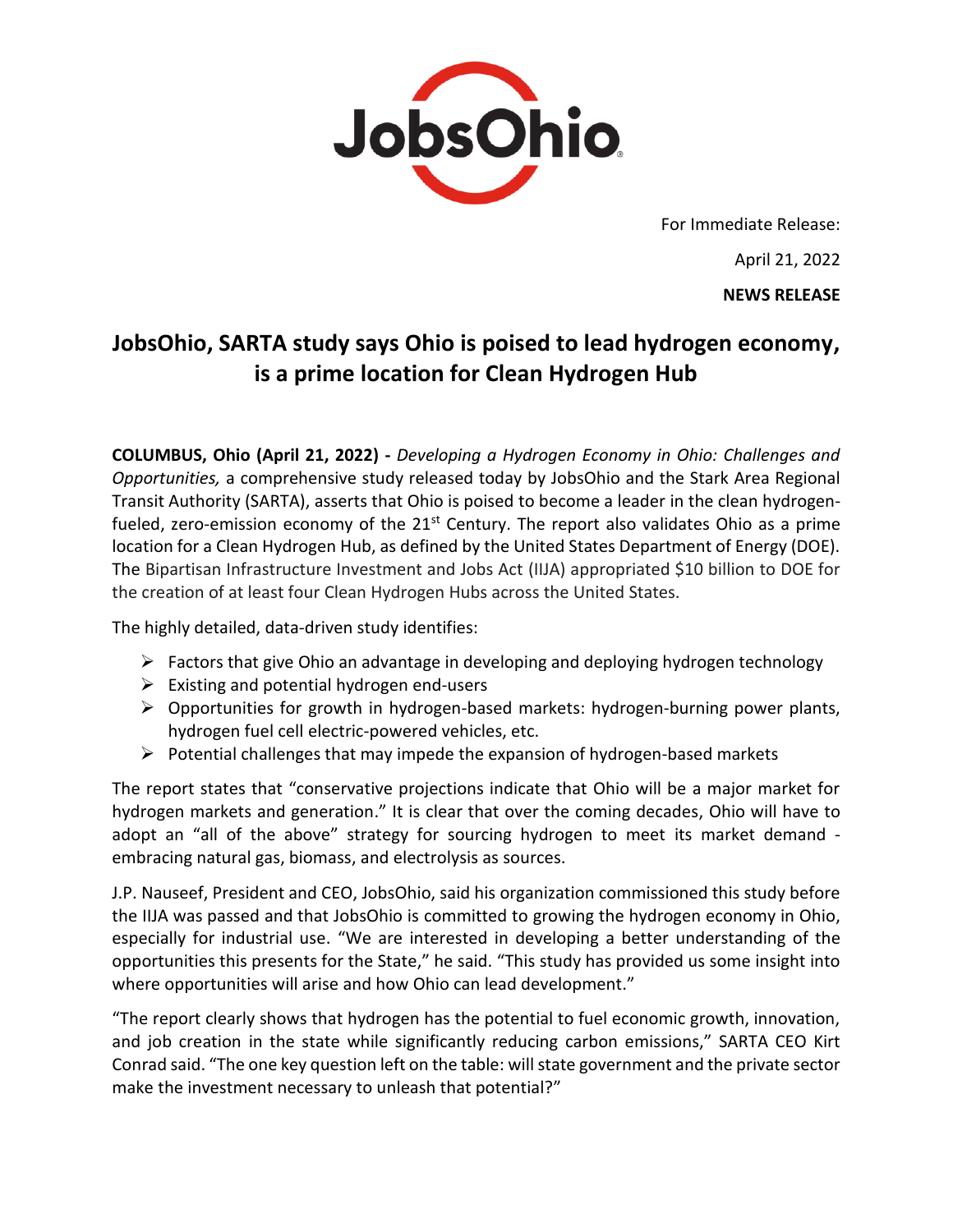For Immediate Release:

April 21, 2022

**NEWS RELEASE**

# JobsOhio, SARTA study says Ohio is poised to lead hydrogen economy, is a prime location for Clean Hydrogen Hub

**COLUMBUS, Ohio (April 21, 2022) -** *Developing a Hydrogen Economy in Ohio: Challenges and Opportunities,* a comprehensive study released today by JobsOhio and the Stark Area Regional Transit Authority (SARTA), asserts that Ohio is poised to become a leader in the clean hydrogen-fueled, zero-emission economy of the 21st Century. The report also validates Ohio as a prime location for a Clean Hydrogen Hub, as defined by the United States Department of Energy (DOE). The Bipartisan Infrastructure Investment and Jobs Act (IIJA) appropriated $10 billion to DOE for the creation of at least four Clean Hydrogen Hubs across the United States.

The highly detailed, data-driven study identifies:

- Factors that give Ohio an advantage in developing and deploying hydrogen technology
- Existing and potential hydrogen end-users
- Opportunities for growth in hydrogen-based markets: hydrogen-burning power plants, hydrogen fuel cell electric-powered vehicles, etc.
- Potential challenges that may impede the expansion of hydrogen-based markets

The report states that "conservative projections indicate that Ohio will be a major market for hydrogen markets and generation." It is clear that over the coming decades, Ohio will have to adopt an "all of the above" strategy for sourcing hydrogen to meet its market demand - embracing natural gas, biomass, and electrolysis as sources.

J.P. Nauseef, President and CEO, JobsOhio, said his organization commissioned this study before the IIJA was passed and that JobsOhio is committed to growing the hydrogen economy in Ohio, especially for industrial use. "We are interested in developing a better understanding of the opportunities this presents for the State," he said. "This study has provided us some insight into where opportunities will arise and how Ohio can lead development."

"The report clearly shows that hydrogen has the potential to fuel economic growth, innovation, and job creation in the state while significantly reducing carbon emissions," SARTA CEO Kirt Conrad said. "The one key question left on the table: will state government and the private sector make the investment necessary to unleash that potential?"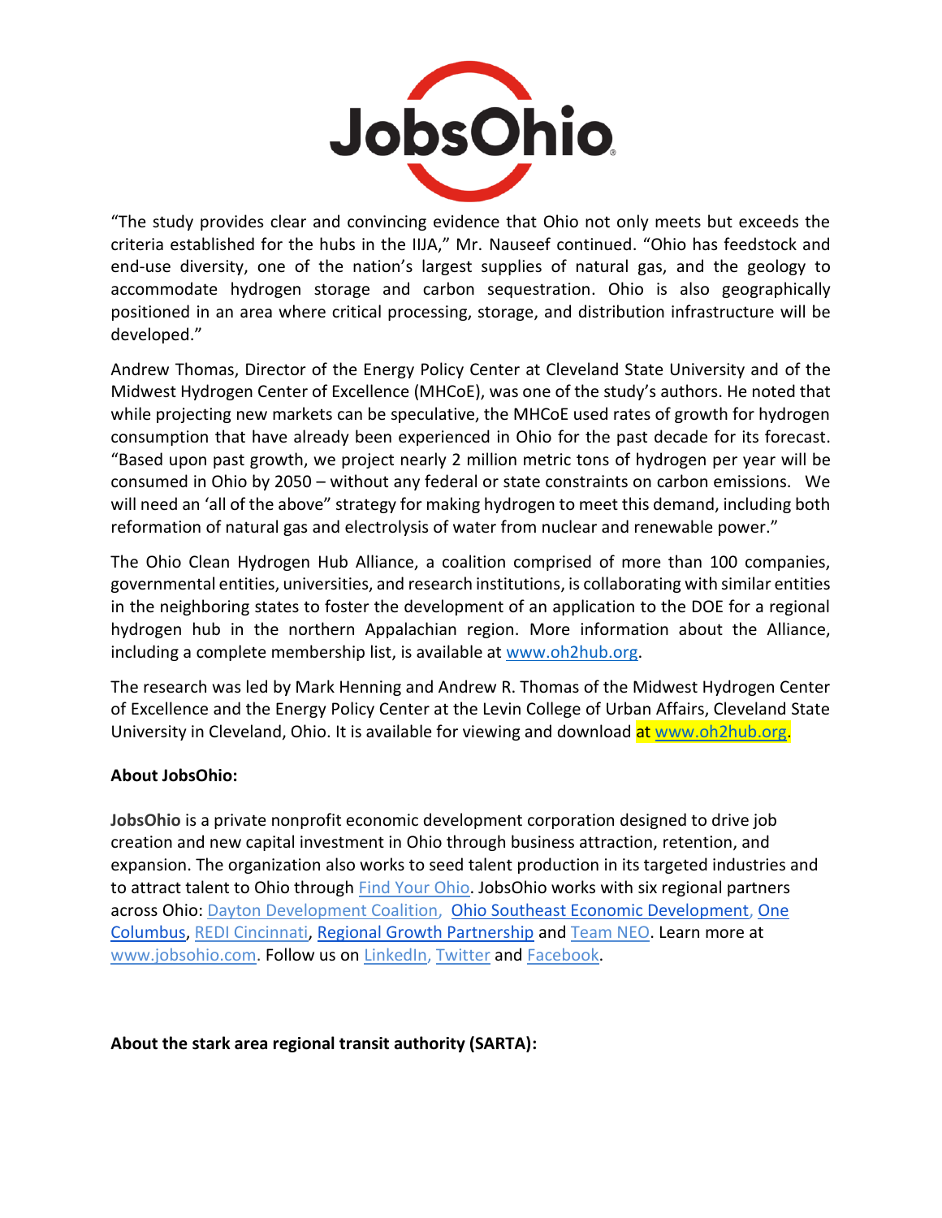"The study provides clear and convincing evidence that Ohio not only meets but exceeds the criteria established for the hubs in the IIJA," Mr. Nauseef continued. "Ohio has feedstock and end-use diversity, one of the nation's largest supplies of natural gas, and the geology to accommodate hydrogen storage and carbon sequestration. Ohio is also geographically positioned in an area where critical processing, storage, and distribution infrastructure will be developed."

Andrew Thomas, Director of the Energy Policy Center at Cleveland State University and of the Midwest Hydrogen Center of Excellence (MHCoE), was one of the study's authors. He noted that while projecting new markets can be speculative, the MHCoE used rates of growth for hydrogen consumption that have already been experienced in Ohio for the past decade for its forecast. "Based upon past growth, we project nearly 2 million metric tons of hydrogen per year will be consumed in Ohio by 2050 – without any federal or state constraints on carbon emissions. We will need an 'all of the above" strategy for making hydrogen to meet this demand, including both reformation of natural gas and electrolysis of water from nuclear and renewable power."

The Ohio Clean Hydrogen Hub Alliance, a coalition comprised of more than 100 companies, governmental entities, universities, and research institutions, is collaborating with similar entities in the neighboring states to foster the development of an application to the DOE for a regional hydrogen hub in the northern Appalachian region. More information about the Alliance, including a complete membership list, is available at www.oh2hub.org.

The research was led by Mark Henning and Andrew R. Thomas of the Midwest Hydrogen Center of Excellence and the Energy Policy Center at the Levin College of Urban Affairs, Cleveland State University in Cleveland, Ohio. It is available for viewing and download at www.oh2hub.org.

**About JobsOhio:**

**JobsOhio** is a private nonprofit economic development corporation designed to drive job creation and new capital investment in Ohio through business attraction, retention, and expansion. The organization also works to seed talent production in its targeted industries and to attract talent to Ohio through Find Your Ohio. JobsOhio works with six regional partners across Ohio: Dayton Development Coalition, Ohio Southeast Economic Development, One Columbus, REDI Cincinnati, Regional Growth Partnership and Team NEO. Learn more at www.jobsohio.com. Follow us on LinkedIn, Twitter and Facebook.

**About the stark area regional transit authority (SARTA):**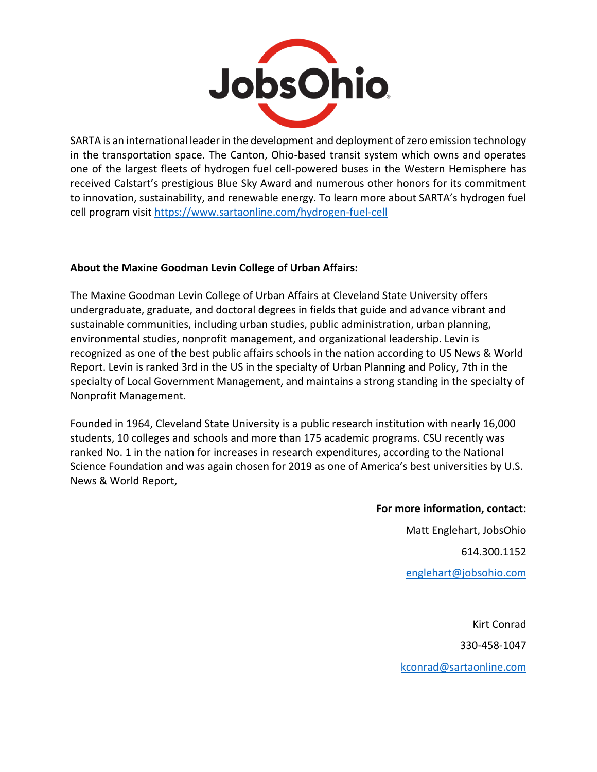SARTA is an international leader in the development and deployment of zero emission technology in the transportation space. The Canton, Ohio-based transit system which owns and operates one of the largest fleets of hydrogen fuel cell-powered buses in the Western Hemisphere has received Calstart's prestigious Blue Sky Award and numerous other honors for its commitment to innovation, sustainability, and renewable energy. To learn more about SARTA's hydrogen fuel cell program visit https://www.sartaonline.com/hydrogen-fuel-cell

**About the Maxine Goodman Levin College of Urban Affairs:**

The Maxine Goodman Levin College of Urban Affairs at Cleveland State University offers undergraduate, graduate, and doctoral degrees in fields that guide and advance vibrant and sustainable communities, including urban studies, public administration, urban planning, environmental studies, nonprofit management, and organizational leadership. Levin is recognized as one of the best public affairs schools in the nation according to US News & World Report. Levin is ranked 3rd in the US in the specialty of Urban Planning and Policy, 7th in the specialty of Local Government Management, and maintains a strong standing in the specialty of Nonprofit Management.

Founded in 1964, Cleveland State University is a public research institution with nearly 16,000 students, 10 colleges and schools and more than 175 academic programs. CSU recently was ranked No. 1 in the nation for increases in research expenditures, according to the National Science Foundation and was again chosen for 2019 as one of America's best universities by U.S. News & World Report,

**For more information, contact:**

Matt Englehart, JobsOhio

614.300.1152

englehart@jobsohio.com

Kirt Conrad

330-458-1047

kconrad@sartaonline.com